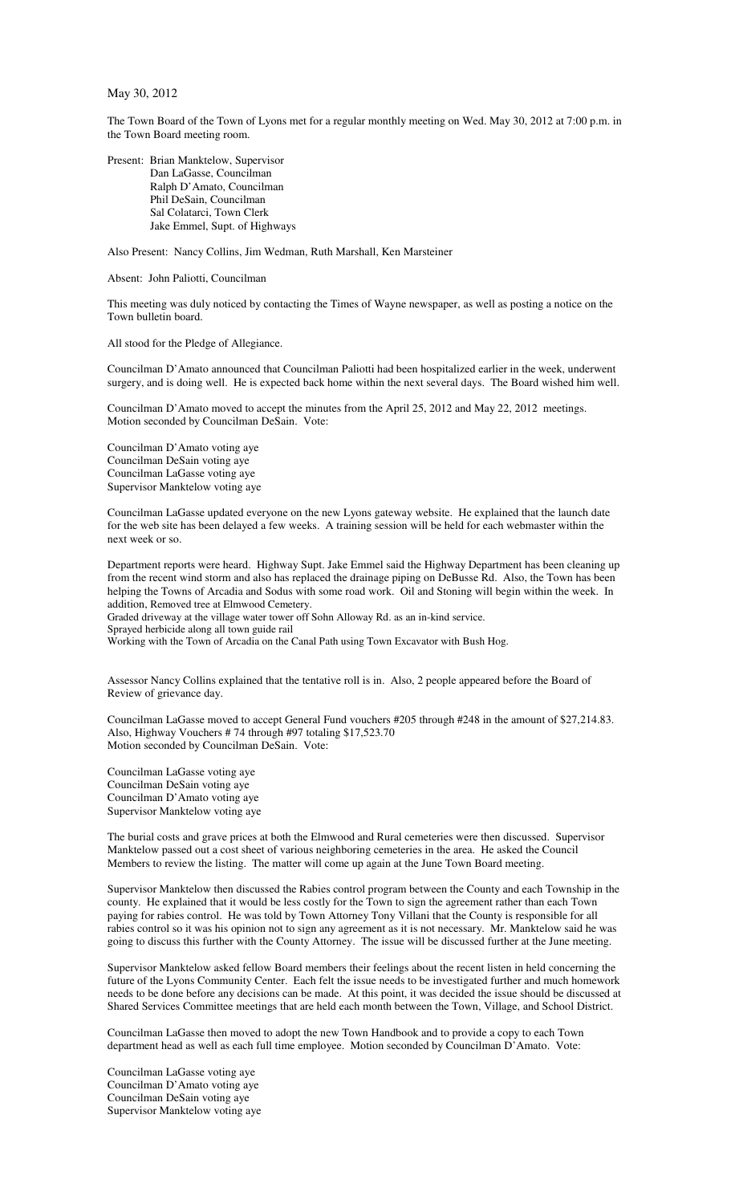May 30, 2012

The Town Board of the Town of Lyons met for a regular monthly meeting on Wed. May 30, 2012 at 7:00 p.m. in the Town Board meeting room.

Present: Brian Manktelow, Supervisor
Dan LaGasse, Councilman
Ralph D'Amato, Councilman
Phil DeSain, Councilman
Sal Colatarci, Town Clerk
Jake Emmel, Supt. of Highways

Also Present: Nancy Collins, Jim Wedman, Ruth Marshall, Ken Marsteiner

Absent: John Paliotti, Councilman

This meeting was duly noticed by contacting the Times of Wayne newspaper, as well as posting a notice on the Town bulletin board.

All stood for the Pledge of Allegiance.

Councilman D'Amato announced that Councilman Paliotti had been hospitalized earlier in the week, underwent surgery, and is doing well. He is expected back home within the next several days. The Board wished him well.

Councilman D'Amato moved to accept the minutes from the April 25, 2012 and May 22, 2012 meetings. Motion seconded by Councilman DeSain. Vote:

Councilman D'Amato voting aye
Councilman DeSain voting aye
Councilman LaGasse voting aye
Supervisor Manktelow voting aye

Councilman LaGasse updated everyone on the new Lyons gateway website. He explained that the launch date for the web site has been delayed a few weeks. A training session will be held for each webmaster within the next week or so.

Department reports were heard. Highway Supt. Jake Emmel said the Highway Department has been cleaning up from the recent wind storm and also has replaced the drainage piping on DeBusse Rd. Also, the Town has been helping the Towns of Arcadia and Sodus with some road work. Oil and Stoning will begin within the week. In addition, Removed tree at Elmwood Cemetery.
Graded driveway at the village water tower off Sohn Alloway Rd. as an in-kind service.
Sprayed herbicide along all town guide rail
Working with the Town of Arcadia on the Canal Path using Town Excavator with Bush Hog.

Assessor Nancy Collins explained that the tentative roll is in. Also, 2 people appeared before the Board of Review of grievance day.

Councilman LaGasse moved to accept General Fund vouchers #205 through #248 in the amount of $27,214.83. Also, Highway Vouchers # 74 through #97 totaling $17,523.70
Motion seconded by Councilman DeSain. Vote:

Councilman LaGasse voting aye
Councilman DeSain voting aye
Councilman D'Amato voting aye
Supervisor Manktelow voting aye

The burial costs and grave prices at both the Elmwood and Rural cemeteries were then discussed. Supervisor Manktelow passed out a cost sheet of various neighboring cemeteries in the area. He asked the Council Members to review the listing. The matter will come up again at the June Town Board meeting.

Supervisor Manktelow then discussed the Rabies control program between the County and each Township in the county. He explained that it would be less costly for the Town to sign the agreement rather than each Town paying for rabies control. He was told by Town Attorney Tony Villani that the County is responsible for all rabies control so it was his opinion not to sign any agreement as it is not necessary. Mr. Manktelow said he was going to discuss this further with the County Attorney. The issue will be discussed further at the June meeting.

Supervisor Manktelow asked fellow Board members their feelings about the recent listen in held concerning the future of the Lyons Community Center. Each felt the issue needs to be investigated further and much homework needs to be done before any decisions can be made. At this point, it was decided the issue should be discussed at Shared Services Committee meetings that are held each month between the Town, Village, and School District.

Councilman LaGasse then moved to adopt the new Town Handbook and to provide a copy to each Town department head as well as each full time employee. Motion seconded by Councilman D'Amato. Vote:

Councilman LaGasse voting aye
Councilman D'Amato voting aye
Councilman DeSain voting aye
Supervisor Manktelow voting aye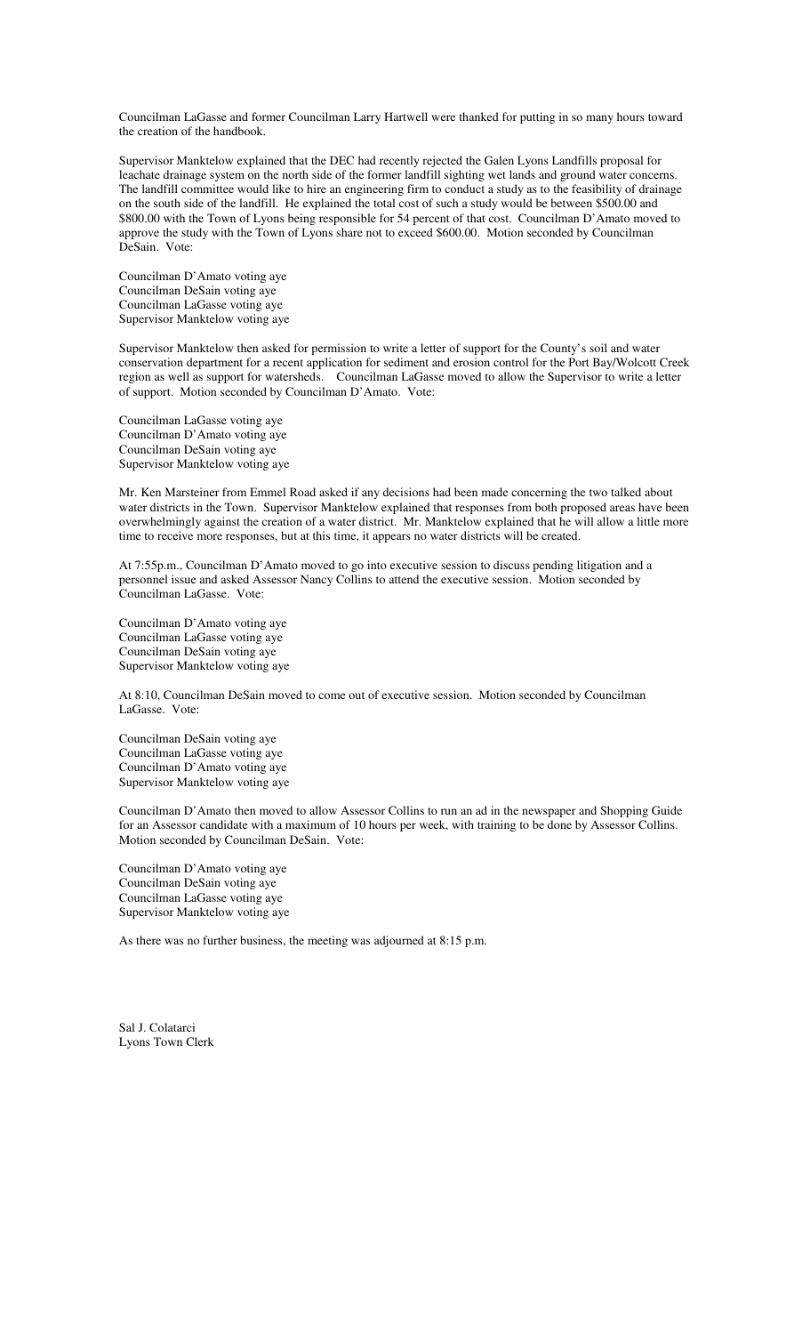Councilman LaGasse and former Councilman Larry Hartwell were thanked for putting in so many hours toward the creation of the handbook.

Supervisor Manktelow explained that the DEC had recently rejected the Galen Lyons Landfills proposal for leachate drainage system on the north side of the former landfill sighting wet lands and ground water concerns. The landfill committee would like to hire an engineering firm to conduct a study as to the feasibility of drainage on the south side of the landfill. He explained the total cost of such a study would be between \$500.00 and \$800.00 with the Town of Lyons being responsible for 54 percent of that cost. Councilman D'Amato moved to approve the study with the Town of Lyons share not to exceed \$600.00. Motion seconded by Councilman DeSain. Vote:

Councilman D'Amato voting aye
Councilman DeSain voting aye
Councilman LaGasse voting aye
Supervisor Manktelow voting aye

Supervisor Manktelow then asked for permission to write a letter of support for the County's soil and water conservation department for a recent application for sediment and erosion control for the Port Bay/Wolcott Creek region as well as support for watersheds. Councilman LaGasse moved to allow the Supervisor to write a letter of support. Motion seconded by Councilman D'Amato. Vote:

Councilman LaGasse voting aye
Councilman D'Amato voting aye
Councilman DeSain voting aye
Supervisor Manktelow voting aye

Mr. Ken Marsteiner from Emmel Road asked if any decisions had been made concerning the two talked about water districts in the Town. Supervisor Manktelow explained that responses from both proposed areas have been overwhelmingly against the creation of a water district. Mr. Manktelow explained that he will allow a little more time to receive more responses, but at this time, it appears no water districts will be created.

At 7:55p.m., Councilman D'Amato moved to go into executive session to discuss pending litigation and a personnel issue and asked Assessor Nancy Collins to attend the executive session. Motion seconded by Councilman LaGasse. Vote:

Councilman D'Amato voting aye
Councilman LaGasse voting aye
Councilman DeSain voting aye
Supervisor Manktelow voting aye

At 8:10, Councilman DeSain moved to come out of executive session. Motion seconded by Councilman LaGasse. Vote:

Councilman DeSain voting aye
Councilman LaGasse voting aye
Councilman D'Amato voting aye
Supervisor Manktelow voting aye

Councilman D'Amato then moved to allow Assessor Collins to run an ad in the newspaper and Shopping Guide for an Assessor candidate with a maximum of 10 hours per week, with training to be done by Assessor Collins. Motion seconded by Councilman DeSain. Vote:

Councilman D'Amato voting aye
Councilman DeSain voting aye
Councilman LaGasse voting aye
Supervisor Manktelow voting aye

As there was no further business, the meeting was adjourned at 8:15 p.m.

Sal J. Colatarci
Lyons Town Clerk